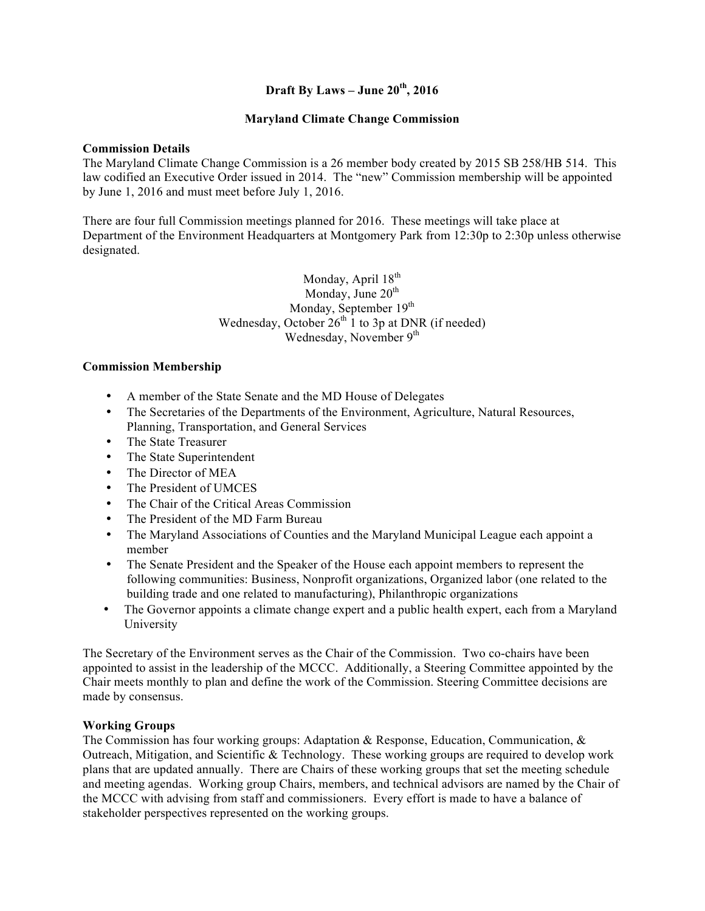# Draft By Laws – June 20th, 2016

## Maryland Climate Change Commission

**Commission Details**

The Maryland Climate Change Commission is a 26 member body created by 2015 SB 258/HB 514. This law codified an Executive Order issued in 2014. The "new" Commission membership will be appointed by June 1, 2016 and must meet before July 1, 2016.

There are four full Commission meetings planned for 2016. These meetings will take place at Department of the Environment Headquarters at Montgomery Park from 12:30p to 2:30p unless otherwise designated.

Monday, April 18th
Monday, June 20th
Monday, September 19th
Wednesday, October 26th 1 to 3p at DNR (if needed)
Wednesday, November 9th

**Commission Membership**

- A member of the State Senate and the MD House of Delegates
- The Secretaries of the Departments of the Environment, Agriculture, Natural Resources, Planning, Transportation, and General Services
- The State Treasurer
- The State Superintendent
- The Director of MEA
- The President of UMCES
- The Chair of the Critical Areas Commission
- The President of the MD Farm Bureau
- The Maryland Associations of Counties and the Maryland Municipal League each appoint a member
- The Senate President and the Speaker of the House each appoint members to represent the following communities: Business, Nonprofit organizations, Organized labor (one related to the building trade and one related to manufacturing), Philanthropic organizations
- The Governor appoints a climate change expert and a public health expert, each from a Maryland University

The Secretary of the Environment serves as the Chair of the Commission. Two co-chairs have been appointed to assist in the leadership of the MCCC. Additionally, a Steering Committee appointed by the Chair meets monthly to plan and define the work of the Commission. Steering Committee decisions are made by consensus.

**Working Groups**

The Commission has four working groups: Adaptation & Response, Education, Communication, & Outreach, Mitigation, and Scientific & Technology. These working groups are required to develop work plans that are updated annually. There are Chairs of these working groups that set the meeting schedule and meeting agendas. Working group Chairs, members, and technical advisors are named by the Chair of the MCCC with advising from staff and commissioners. Every effort is made to have a balance of stakeholder perspectives represented on the working groups.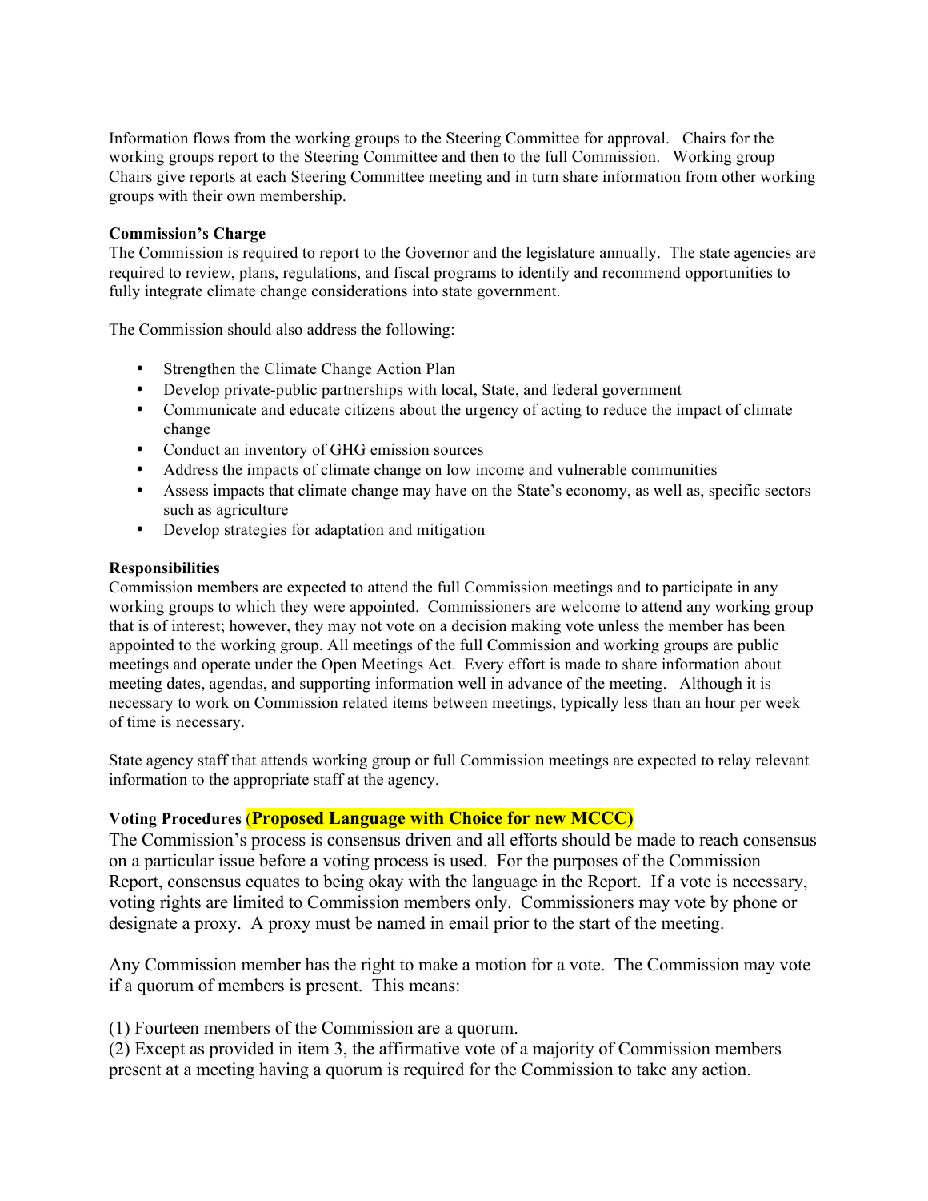Information flows from the working groups to the Steering Committee for approval. Chairs for the working groups report to the Steering Committee and then to the full Commission. Working group Chairs give reports at each Steering Committee meeting and in turn share information from other working groups with their own membership.

**Commission's Charge**

The Commission is required to report to the Governor and the legislature annually. The state agencies are required to review, plans, regulations, and fiscal programs to identify and recommend opportunities to fully integrate climate change considerations into state government.

The Commission should also address the following:

- Strengthen the Climate Change Action Plan
- Develop private-public partnerships with local, State, and federal government
- Communicate and educate citizens about the urgency of acting to reduce the impact of climate change
- Conduct an inventory of GHG emission sources
- Address the impacts of climate change on low income and vulnerable communities
- Assess impacts that climate change may have on the State's economy, as well as, specific sectors such as agriculture
- Develop strategies for adaptation and mitigation

**Responsibilities**

Commission members are expected to attend the full Commission meetings and to participate in any working groups to which they were appointed. Commissioners are welcome to attend any working group that is of interest; however, they may not vote on a decision making vote unless the member has been appointed to the working group. All meetings of the full Commission and working groups are public meetings and operate under the Open Meetings Act. Every effort is made to share information about meeting dates, agendas, and supporting information well in advance of the meeting. Although it is necessary to work on Commission related items between meetings, typically less than an hour per week of time is necessary.

State agency staff that attends working group or full Commission meetings are expected to relay relevant information to the appropriate staff at the agency.

**Voting Procedures (Proposed Language with Choice for new MCCC)**

The Commission's process is consensus driven and all efforts should be made to reach consensus on a particular issue before a voting process is used. For the purposes of the Commission Report, consensus equates to being okay with the language in the Report. If a vote is necessary, voting rights are limited to Commission members only. Commissioners may vote by phone or designate a proxy. A proxy must be named in email prior to the start of the meeting.

Any Commission member has the right to make a motion for a vote. The Commission may vote if a quorum of members is present. This means:

(1) Fourteen members of the Commission are a quorum.
(2) Except as provided in item 3, the affirmative vote of a majority of Commission members present at a meeting having a quorum is required for the Commission to take any action.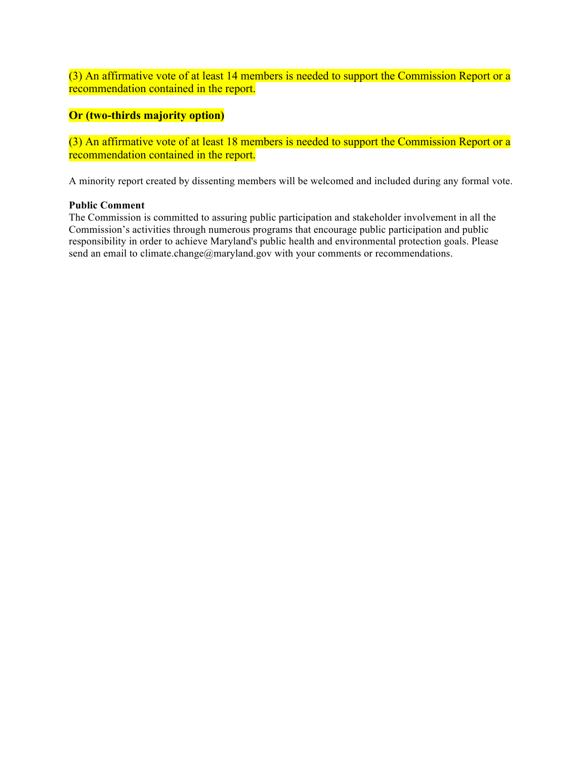(3) An affirmative vote of at least 14 members is needed to support the Commission Report or a recommendation contained in the report.

**Or (two-thirds majority option)**

(3) An affirmative vote of at least 18 members is needed to support the Commission Report or a recommendation contained in the report.

A minority report created by dissenting members will be welcomed and included during any formal vote.

**Public Comment**

The Commission is committed to assuring public participation and stakeholder involvement in all the Commission's activities through numerous programs that encourage public participation and public responsibility in order to achieve Maryland's public health and environmental protection goals. Please send an email to climate.change@maryland.gov with your comments or recommendations.